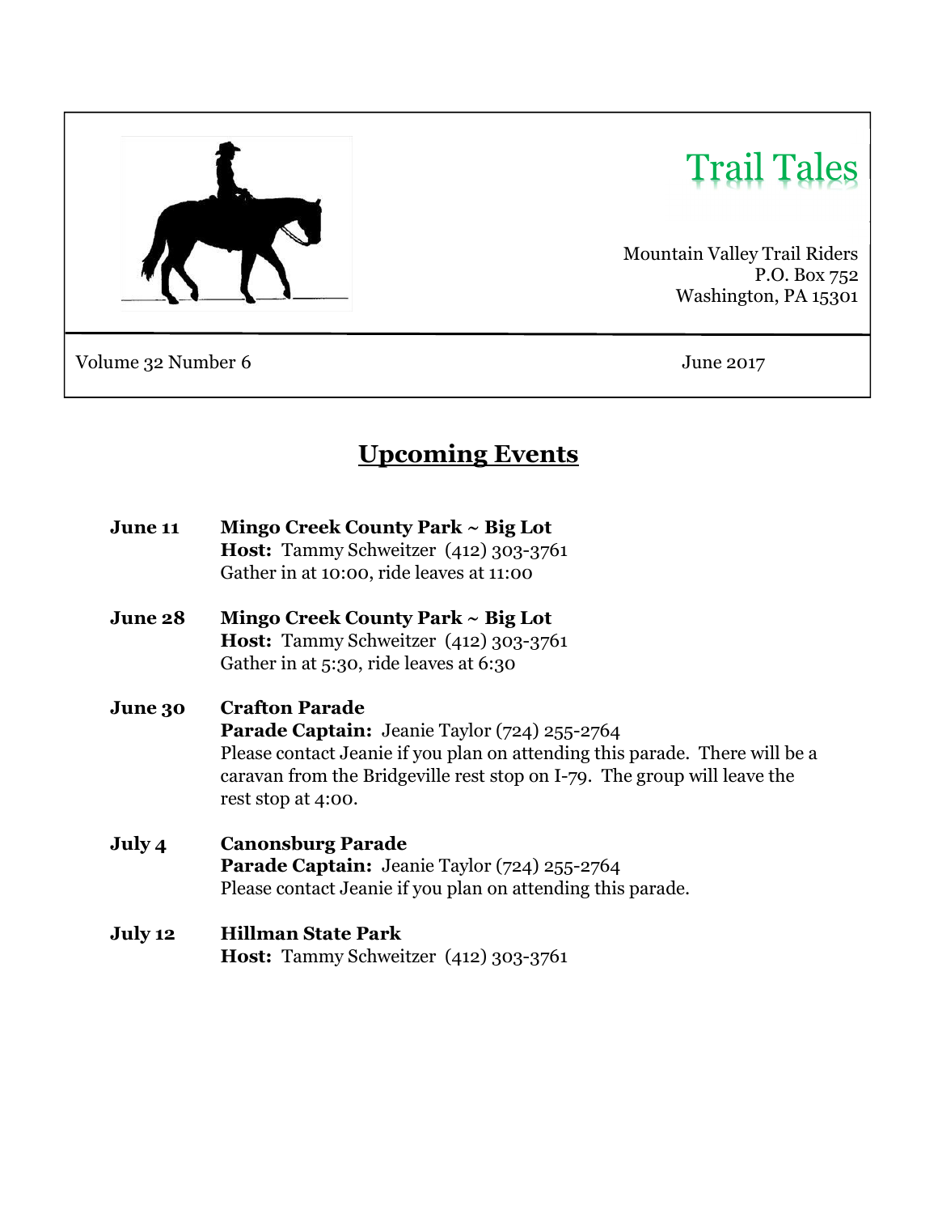# Trail Tales

Mountain Valley Trail Riders
P.O. Box 752
Washington, PA 15301

Volume 32 Number 6

June 2017

## Upcoming Events

**June 11** **Mingo Creek County Park ~ Big Lot**
**Host:** Tammy Schweitzer (412) 303-3761
Gather in at 10:00, ride leaves at 11:00

**June 28** **Mingo Creek County Park ~ Big Lot**
**Host:** Tammy Schweitzer (412) 303-3761
Gather in at 5:30, ride leaves at 6:30

**June 30** **Crafton Parade**
**Parade Captain:** Jeanie Taylor (724) 255-2764
Please contact Jeanie if you plan on attending this parade. There will be a caravan from the Bridgeville rest stop on I-79. The group will leave the rest stop at 4:00.

**July 4** **Canonsburg Parade**
**Parade Captain:** Jeanie Taylor (724) 255-2764
Please contact Jeanie if you plan on attending this parade.

**July 12** **Hillman State Park**
**Host:** Tammy Schweitzer (412) 303-3761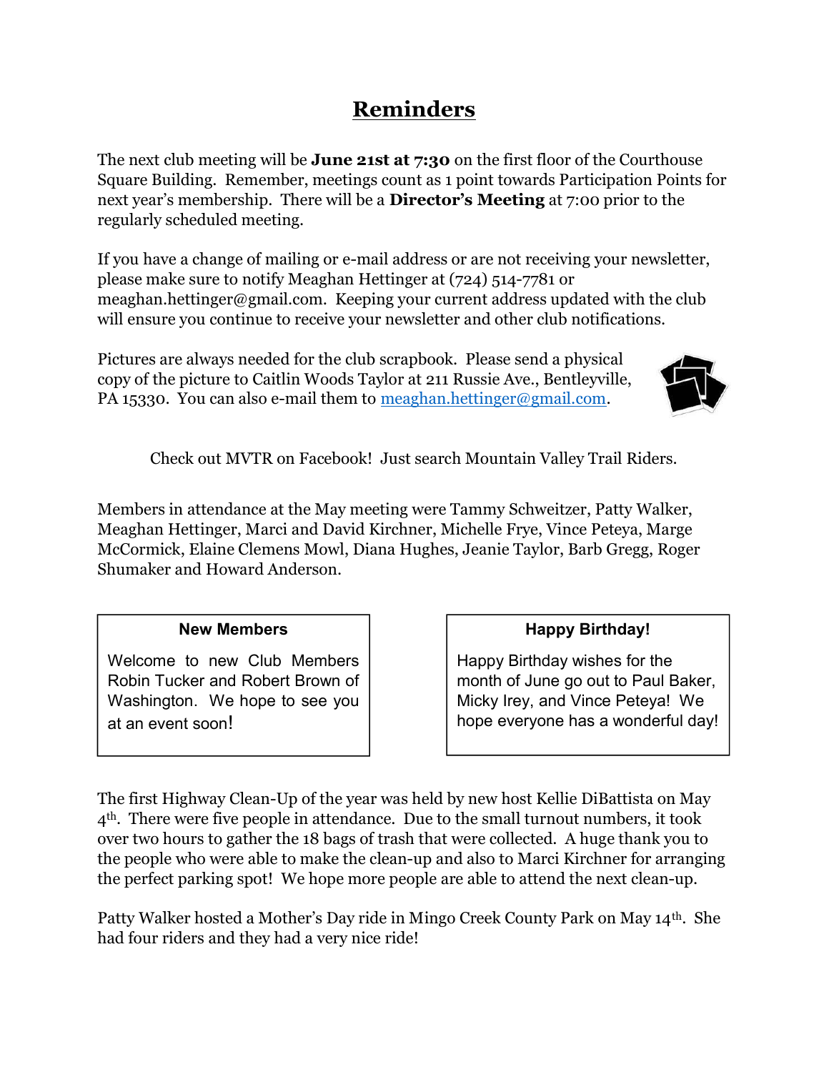# Reminders

The next club meeting will be **June 21st at 7:30** on the first floor of the Courthouse Square Building. Remember, meetings count as 1 point towards Participation Points for next year's membership. There will be a **Director's Meeting** at 7:00 prior to the regularly scheduled meeting.

If you have a change of mailing or e-mail address or are not receiving your newsletter, please make sure to notify Meaghan Hettinger at (724) 514-7781 or meaghan.hettinger@gmail.com. Keeping your current address updated with the club will ensure you continue to receive your newsletter and other club notifications.

Pictures are always needed for the club scrapbook. Please send a physical copy of the picture to Caitlin Woods Taylor at 211 Russie Ave., Bentleyville, PA 15330. You can also e-mail them to meaghan.hettinger@gmail.com.

Check out MVTR on Facebook! Just search Mountain Valley Trail Riders.

Members in attendance at the May meeting were Tammy Schweitzer, Patty Walker, Meaghan Hettinger, Marci and David Kirchner, Michelle Frye, Vince Peteya, Marge McCormick, Elaine Clemens Mowl, Diana Hughes, Jeanie Taylor, Barb Gregg, Roger Shumaker and Howard Anderson.

**New Members**

Welcome to new Club Members Robin Tucker and Robert Brown of Washington. We hope to see you at an event soon!

**Happy Birthday!**

Happy Birthday wishes for the month of June go out to Paul Baker, Micky Irey, and Vince Peteya! We hope everyone has a wonderful day!

The first Highway Clean-Up of the year was held by new host Kellie DiBattista on May 4th. There were five people in attendance. Due to the small turnout numbers, it took over two hours to gather the 18 bags of trash that were collected. A huge thank you to the people who were able to make the clean-up and also to Marci Kirchner for arranging the perfect parking spot! We hope more people are able to attend the next clean-up.

Patty Walker hosted a Mother's Day ride in Mingo Creek County Park on May 14th. She had four riders and they had a very nice ride!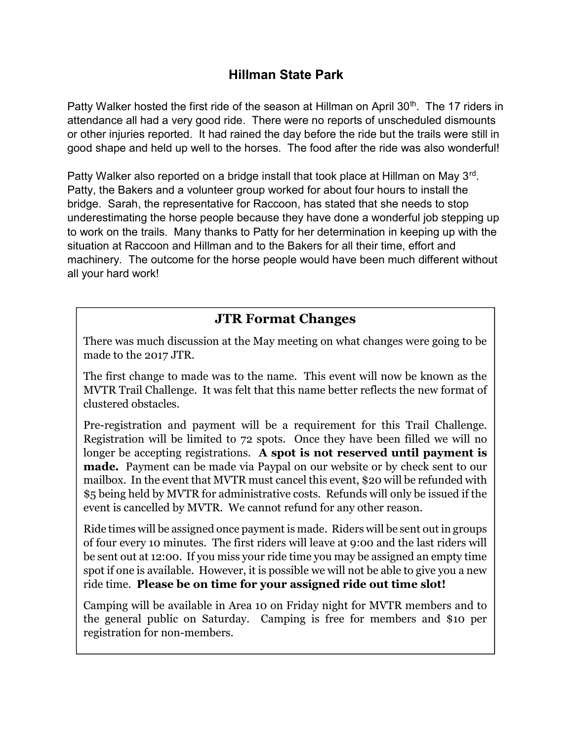## Hillman State Park

Patty Walker hosted the first ride of the season at Hillman on April 30th. The 17 riders in attendance all had a very good ride. There were no reports of unscheduled dismounts or other injuries reported. It had rained the day before the ride but the trails were still in good shape and held up well to the horses. The food after the ride was also wonderful!

Patty Walker also reported on a bridge install that took place at Hillman on May 3rd. Patty, the Bakers and a volunteer group worked for about four hours to install the bridge. Sarah, the representative for Raccoon, has stated that she needs to stop underestimating the horse people because they have done a wonderful job stepping up to work on the trails. Many thanks to Patty for her determination in keeping up with the situation at Raccoon and Hillman and to the Bakers for all their time, effort and machinery. The outcome for the horse people would have been much different without all your hard work!

## JTR Format Changes

There was much discussion at the May meeting on what changes were going to be made to the 2017 JTR.

The first change to made was to the name. This event will now be known as the MVTR Trail Challenge. It was felt that this name better reflects the new format of clustered obstacles.

Pre-registration and payment will be a requirement for this Trail Challenge. Registration will be limited to 72 spots. Once they have been filled we will no longer be accepting registrations. **A spot is not reserved until payment is made.** Payment can be made via Paypal on our website or by check sent to our mailbox. In the event that MVTR must cancel this event, $20 will be refunded with $5 being held by MVTR for administrative costs. Refunds will only be issued if the event is cancelled by MVTR. We cannot refund for any other reason.

Ride times will be assigned once payment is made. Riders will be sent out in groups of four every 10 minutes. The first riders will leave at 9:00 and the last riders will be sent out at 12:00. If you miss your ride time you may be assigned an empty time spot if one is available. However, it is possible we will not be able to give you a new ride time. **Please be on time for your assigned ride out time slot!**

Camping will be available in Area 10 on Friday night for MVTR members and to the general public on Saturday. Camping is free for members and $10 per registration for non-members.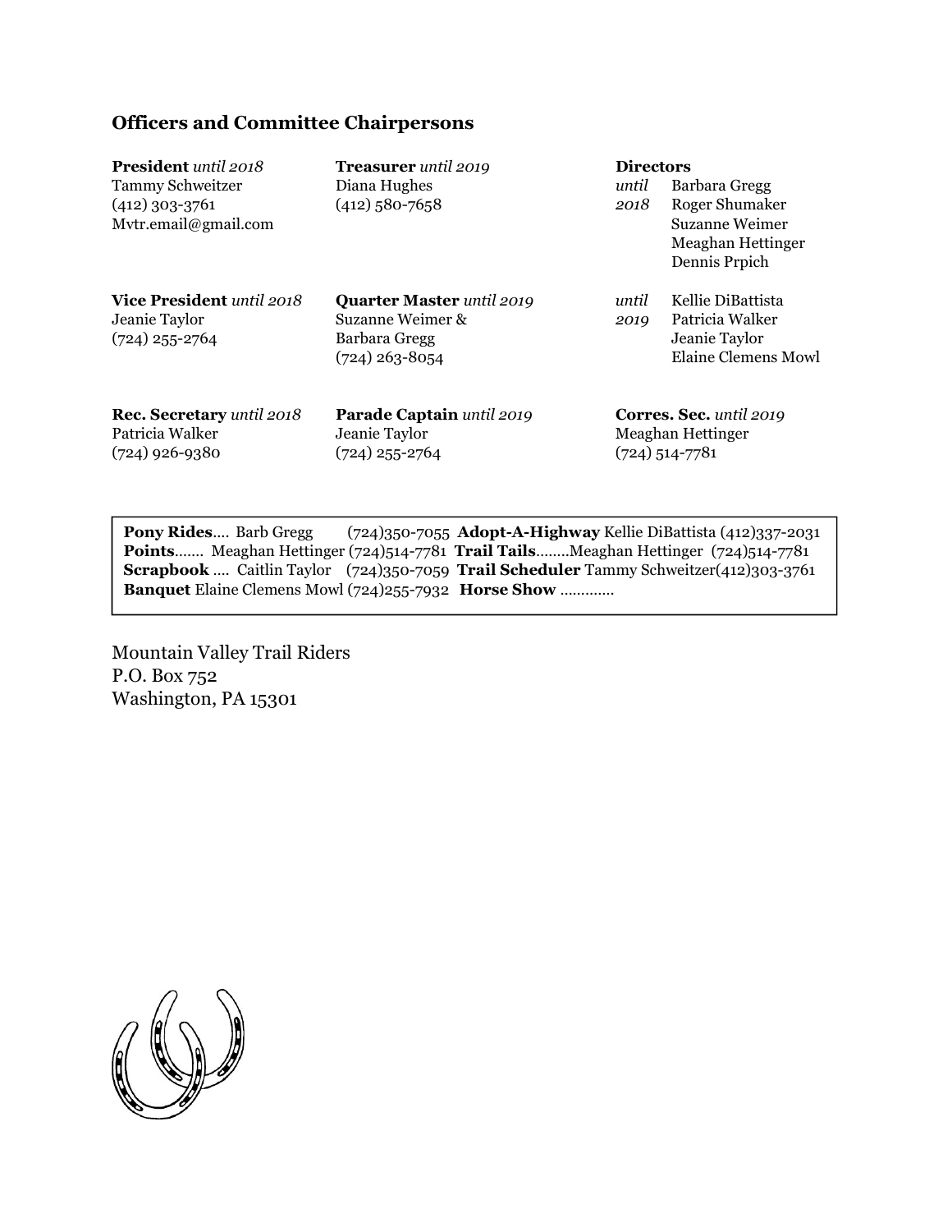## Officers and Committee Chairpersons

**President** *until 2018*
Tammy Schweitzer
(412) 303-3761
Mvtr.email@gmail.com

**Treasurer** *until 2019*
Diana Hughes
(412) 580-7658

**Directors**

*until 2018*
Barbara Gregg
Roger Shumaker
Suzanne Weimer
Meaghan Hettinger
Dennis Prpich

*until 2019*
Kellie DiBattista
Patricia Walker
Jeanie Taylor
Elaine Clemens Mowl

**Vice President** *until 2018*
Jeanie Taylor
(724) 255-2764

**Quarter Master** *until 2019*
Suzanne Weimer &
Barbara Gregg
(724) 263-8054

**Rec. Secretary** *until 2018*
Patricia Walker
(724) 926-9380

**Parade Captain** *until 2019*
Jeanie Taylor
(724) 255-2764

**Corres. Sec.** *until 2019*
Meaghan Hettinger
(724) 514-7781

**Pony Rides**.... Barb Gregg (724)350-7055
**Adopt-A-Highway** Kellie DiBattista (412)337-2031
**Points**....... Meaghan Hettinger (724)514-7781
**Trail Tails**........Meaghan Hettinger (724)514-7781
**Scrapbook** .... Caitlin Taylor (724)350-7059
**Trail Scheduler** Tammy Schweitzer(412)303-3761
**Banquet** Elaine Clemens Mowl (724)255-7932
**Horse Show** .............

Mountain Valley Trail Riders
P.O. Box 752
Washington, PA 15301